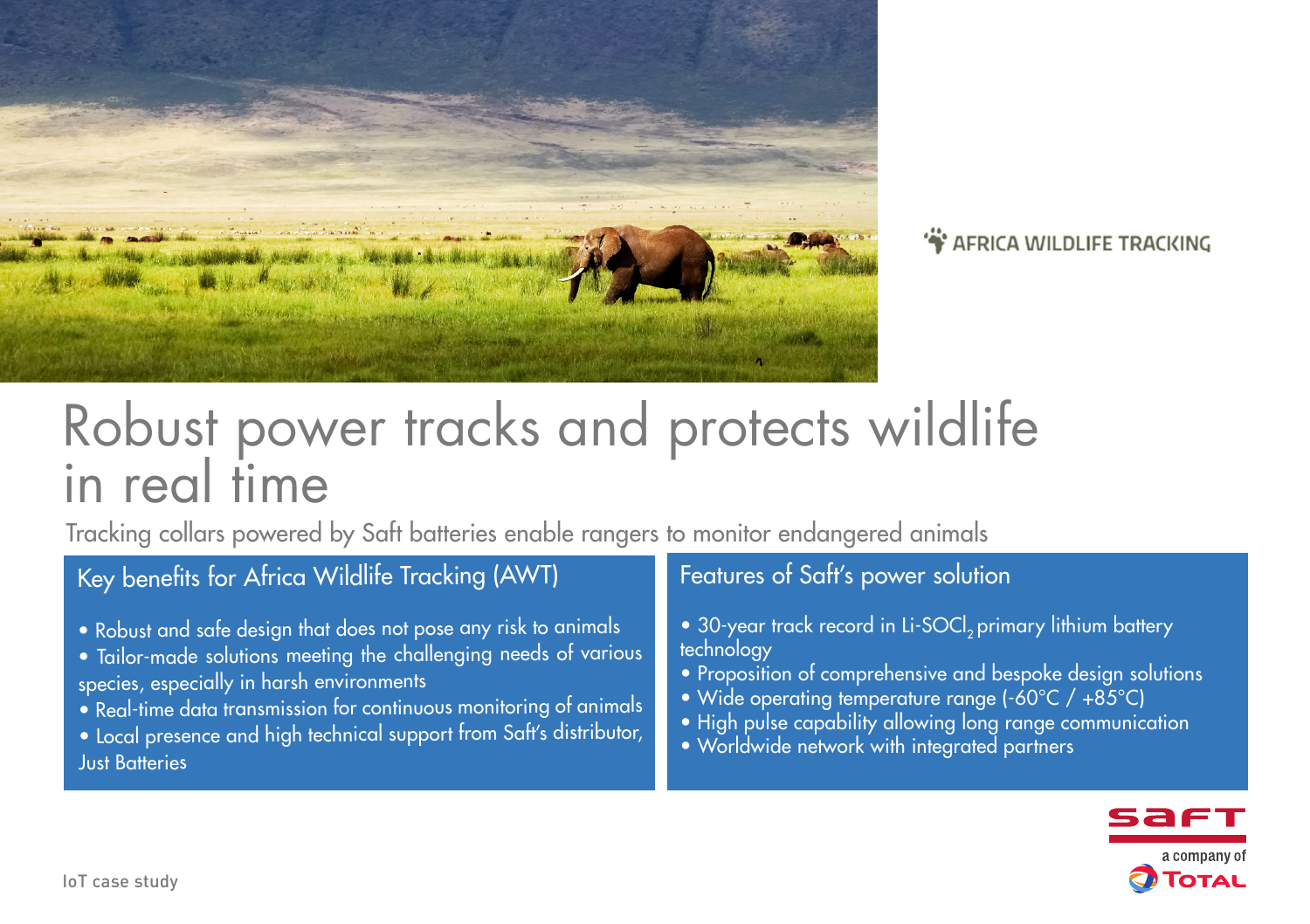AFRICA WILDLIFE TRACKING

# Robust power tracks and protects wildlife in real time

Tracking collars powered by Saft batteries enable rangers to monitor endangered animals

## Key benefits for Africa Wildlife Tracking (AWT)

- Robust and safe design that does not pose any risk to animals
- Tailor-made solutions meeting the challenging needs of various species, especially in harsh environments
- Real-time data transmission for continuous monitoring of animals
- Local presence and high technical support from Saft's distributor, Just Batteries

## Features of Saft's power solution

- 30-year track record in Li-$SOCl_2$ primary lithium battery technology
- Proposition of comprehensive and bespoke design solutions
- Wide operating temperature range (-60°C / +85°C)
- High pulse capability allowing long range communication
- Worldwide network with integrated partners

saft

a company of TOTAL

IoT case study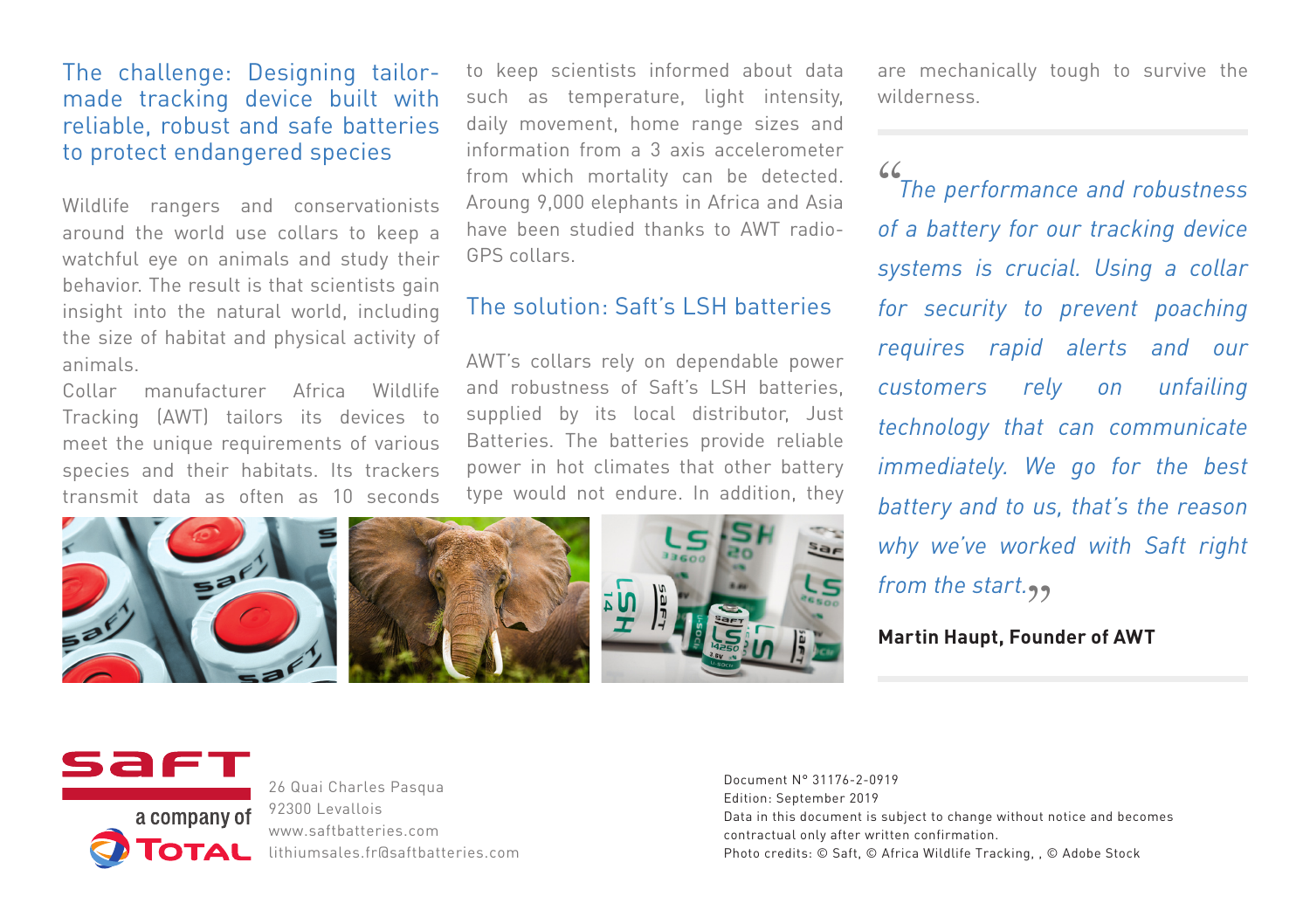## The challenge: Designing tailor-made tracking device built with reliable, robust and safe batteries to protect endangered species

Wildlife rangers and conservationists around the world use collars to keep a watchful eye on animals and study their behavior. The result is that scientists gain insight into the natural world, including the size of habitat and physical activity of animals.

Collar manufacturer Africa Wildlife Tracking (AWT) tailors its devices to meet the unique requirements of various species and their habitats. Its trackers transmit data as often as 10 seconds to keep scientists informed about data such as temperature, light intensity, daily movement, home range sizes and information from a 3 axis accelerometer from which mortality can be detected. Aroung 9,000 elephants in Africa and Asia have been studied thanks to AWT radio-GPS collars.

## The solution: Saft's LSH batteries

AWT's collars rely on dependable power and robustness of Saft's LSH batteries, supplied by its local distributor, Just Batteries. The batteries provide reliable power in hot climates that other battery type would not endure. In addition, they are mechanically tough to survive the wilderness.

> *"The performance and robustness of a battery for our tracking device systems is crucial. Using a collar for security to prevent poaching requires rapid alerts and our customers rely on unfailing technology that can communicate immediately. We go for the best battery and to us, that's the reason why we've worked with Saft right from the start."*

**Martin Haupt, Founder of AWT**

a company of TOTAL

26 Quai Charles Pasqua
92300 Levallois
www.saftbatteries.com
lithiumsales.fr@saftbatteries.com

Document N° 31176-2-0919
Edition: September 2019
Data in this document is subject to change without notice and becomes contractual only after written confirmation.
Photo credits: © Saft, © Africa Wildlife Tracking, , © Adobe Stock